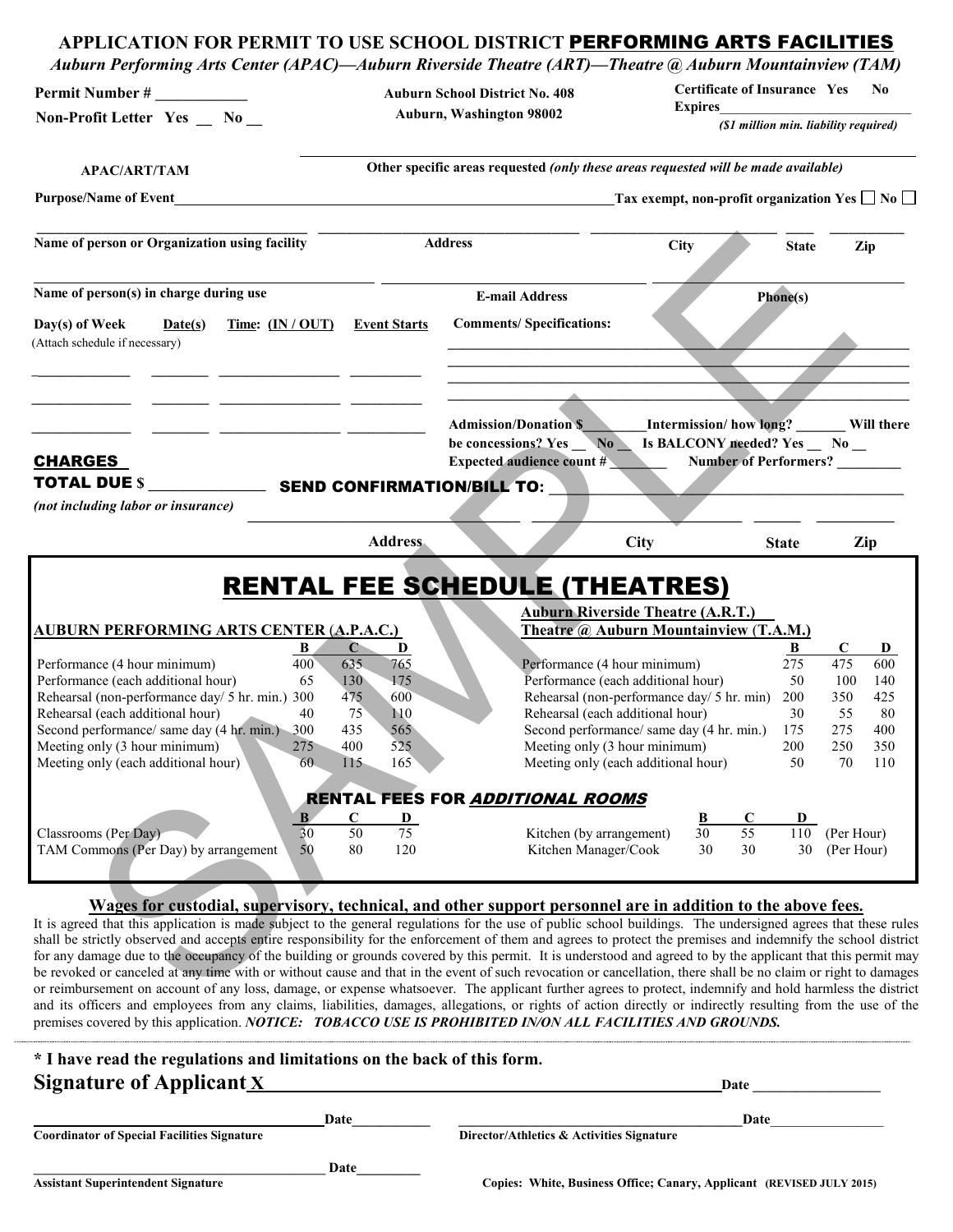# APPLICATION FOR PERMIT TO USE SCHOOL DISTRICT PERFORMING ARTS FACILITIES

*Auburn Performing Arts Center (APAC)—Auburn Riverside Theatre (ART)—Theatre @ Auburn Mountainview (TAM)*

**Permit Number #** ____________

**Non-Profit Letter Yes __ No __**

**Auburn School District No. 408**
**Auburn, Washington 98002**

**Certificate of Insurance Yes No**
**Expires**____________________________
*($1 million min. liability required)*

**APAC/ART/TAM** ______________________________
**Other specific areas requested** *(only these areas requested will be made available)*

**Purpose/Name of Event**______________________________ **Tax exempt, non-profit organization Yes ☐ No ☐**

**Name of person or Organization using facility** ____________ **Address** ____________ **City** ____________ **State** ____ **Zip** ____

**Name of person(s) in charge during use** ____________ **E-mail Address** ____________ **Phone(s)** ____________

**Day(s) of Week** **Date(s)** **Time: (IN / OUT)** **Event Starts**
(Attach schedule if necessary)

**Comments/ Specifications:**

**Admission/Donation $**________ **Intermission/ how long?** _______ **Will there be concessions? Yes __ No __** **Is BALCONY needed? Yes __ No __**
**Expected audience count #** ________ **Number of Performers?** ________

**CHARGES**

**TOTAL DUE $** _______________ **SEND CONFIRMATION/BILL TO:** ____________________________

*(not including labor or insurance)*

**Address** ____________ **City** ____________ **State** ____ **Zip** ____

## RENTAL FEE SCHEDULE (THEATRES)

**AUBURN PERFORMING ARTS CENTER (A.P.A.C.)**

| | B | C | D |
|---|---|---|---|
| Performance (4 hour minimum) | 400 | 635 | 765 |
| Performance (each additional hour) | 65 | 130 | 175 |
| Rehearsal (non-performance day/ 5 hr. min.) | 300 | 475 | 600 |
| Rehearsal (each additional hour) | 40 | 75 | 110 |
| Second performance/ same day (4 hr. min.) | 300 | 435 | 565 |
| Meeting only (3 hour minimum) | 275 | 400 | 525 |
| Meeting only (each additional hour) | 60 | 115 | 165 |

**Auburn Riverside Theatre (A.R.T.)**
**Theatre @ Auburn Mountainview (T.A.M.)**

| | B | C | D |
|---|---|---|---|
| Performance (4 hour minimum) | 275 | 475 | 600 |
| Performance (each additional hour) | 50 | 100 | 140 |
| Rehearsal (non-performance day/ 5 hr. min) | 200 | 350 | 425 |
| Rehearsal (each additional hour) | 30 | 55 | 80 |
| Second performance/ same day (4 hr. min.) | 175 | 275 | 400 |
| Meeting only (3 hour minimum) | 200 | 250 | 350 |
| Meeting only (each additional hour) | 50 | 70 | 110 |

### RENTAL FEES FOR *ADDITIONAL ROOMS*

| | B | C | D |
|---|---|---|---|
| Classrooms (Per Day) | 30 | 50 | 75 |
| TAM Commons (Per Day) by arrangement | 50 | 80 | 120 |

| | B | C | D | |
|---|---|---|---|---|
| Kitchen (by arrangement) | 30 | 55 | 110 | (Per Hour) |
| Kitchen Manager/Cook | 30 | 30 | 30 | (Per Hour) |

**Wages for custodial, supervisory, technical, and other support personnel are in addition to the above fees.**

It is agreed that this application is made subject to the general regulations for the use of public school buildings. The undersigned agrees that these rules shall be strictly observed and accepts entire responsibility for the enforcement of them and agrees to protect the premises and indemnify the school district for any damage due to the occupancy of the building or grounds covered by this permit. It is understood and agreed to by the applicant that this permit may be revoked or canceled at any time with or without cause and that in the event of such revocation or cancellation, there shall be no claim or right to damages or reimbursement on account of any loss, damage, or expense whatsoever. The applicant further agrees to protect, indemnify and hold harmless the district and its officers and employees from any claims, liabilities, damages, allegations, or rights of action directly or indirectly resulting from the use of the premises covered by this application. ***NOTICE: TOBACCO USE IS PROHIBITED IN/ON ALL FACILITIES AND GROUNDS.***

**\* I have read the regulations and limitations on the back of this form.**

**Signature of Applicant X**______________________________ **Date** __________________

______________________________ **Date**___________
**Coordinator of Special Facilities Signature**

______________________________ **Date**___________
**Director/Athletics & Activities Signature**

______________________________ **Date**_________
**Assistant Superintendent Signature**

**Copies: White, Business Office; Canary, Applicant (REVISED JULY 2015)**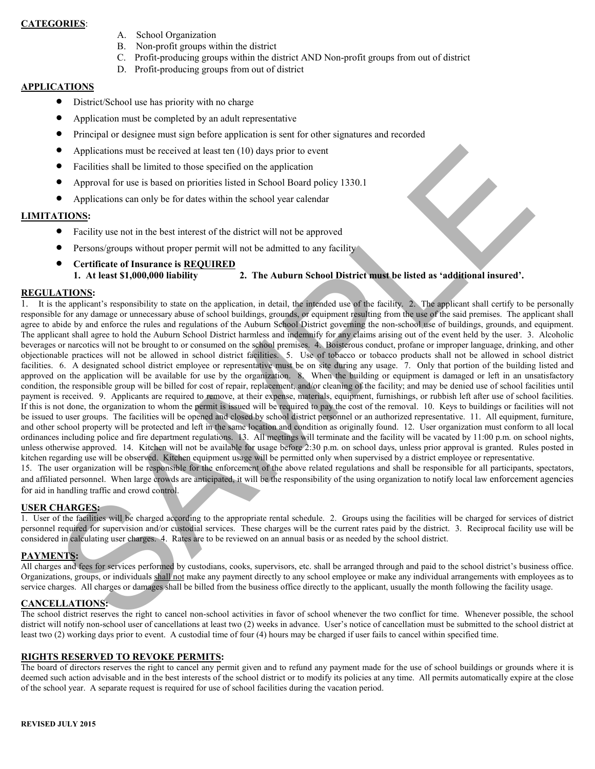**CATEGORIES**:

- A. School Organization
- B. Non-profit groups within the district
- C. Profit-producing groups within the district AND Non-profit groups from out of district
- D. Profit-producing groups from out of district

## APPLICATIONS

- District/School use has priority with no charge
- Application must be completed by an adult representative
- Principal or designee must sign before application is sent for other signatures and recorded
- Applications must be received at least ten (10) days prior to event
- Facilities shall be limited to those specified on the application
- Approval for use is based on priorities listed in School Board policy 1330.1
- Applications can only be for dates within the school year calendar

## LIMITATIONS:

- Facility use not in the best interest of the district will not be approved
- Persons/groups without proper permit will not be admitted to any facility
- **Certificate of Insurance is REQUIRED**
  **1. At least $1,000,000 liability** **2. The Auburn School District must be listed as 'additional insured'.**

## REGULATIONS:

1. It is the applicant's responsibility to state on the application, in detail, the intended use of the facility. 2. The applicant shall certify to be personally responsible for any damage or unnecessary abuse of school buildings, grounds, or equipment resulting from the use of the said premises. The applicant shall agree to abide by and enforce the rules and regulations of the Auburn School District governing the non-school use of buildings, grounds, and equipment. The applicant shall agree to hold the Auburn School District harmless and indemnify for any claims arising out of the event held by the user. 3. Alcoholic beverages or narcotics will not be brought to or consumed on the school premises. 4. Boisterous conduct, profane or improper language, drinking, and other objectionable practices will not be allowed in school district facilities. 5. Use of tobacco or tobacco products shall not be allowed in school district facilities. 6. A designated school district employee or representative must be on site during any usage. 7. Only that portion of the building listed and approved on the application will be available for use by the organization. 8. When the building or equipment is damaged or left in an unsatisfactory condition, the responsible group will be billed for cost of repair, replacement, and/or cleaning of the facility; and may be denied use of school facilities until payment is received. 9. Applicants are required to remove, at their expense, materials, equipment, furnishings, or rubbish left after use of school facilities. If this is not done, the organization to whom the permit is issued will be required to pay the cost of the removal. 10. Keys to buildings or facilities will not be issued to user groups. The facilities will be opened and closed by school district personnel or an authorized representative. 11. All equipment, furniture, and other school property will be protected and left in the same location and condition as originally found. 12. User organization must conform to all local ordinances including police and fire department regulations. 13. All meetings will terminate and the facility will be vacated by 11:00 p.m. on school nights, unless otherwise approved. 14. Kitchen will not be available for usage before 2:30 p.m. on school days, unless prior approval is granted. Rules posted in kitchen regarding use will be observed. Kitchen equipment usage will be permitted only when supervised by a district employee or representative.

15. The user organization will be responsible for the enforcement of the above related regulations and shall be responsible for all participants, spectators, and affiliated personnel. When large crowds are anticipated, it will be the responsibility of the using organization to notify local law enforcement agencies for aid in handling traffic and crowd control.

## USER CHARGES:

1. User of the facilities will be charged according to the appropriate rental schedule. 2. Groups using the facilities will be charged for services of district personnel required for supervision and/or custodial services. These charges will be the current rates paid by the district. 3. Reciprocal facility use will be considered in calculating user charges. 4. Rates are to be reviewed on an annual basis or as needed by the school district.

## PAYMENTS:

All charges and fees for services performed by custodians, cooks, supervisors, etc. shall be arranged through and paid to the school district's business office. Organizations, groups, or individuals shall not make any payment directly to any school employee or make any individual arrangements with employees as to service charges. All charges or damages shall be billed from the business office directly to the applicant, usually the month following the facility usage.

## CANCELLATIONS:

The school district reserves the right to cancel non-school activities in favor of school whenever the two conflict for time. Whenever possible, the school district will notify non-school user of cancellations at least two (2) weeks in advance. User's notice of cancellation must be submitted to the school district at least two (2) working days prior to event. A custodial time of four (4) hours may be charged if user fails to cancel within specified time.

## RIGHTS RESERVED TO REVOKE PERMITS:

The board of directors reserves the right to cancel any permit given and to refund any payment made for the use of school buildings or grounds where it is deemed such action advisable and in the best interests of the school district or to modify its policies at any time. All permits automatically expire at the close of the school year. A separate request is required for use of school facilities during the vacation period.

**REVISED JULY 2015**